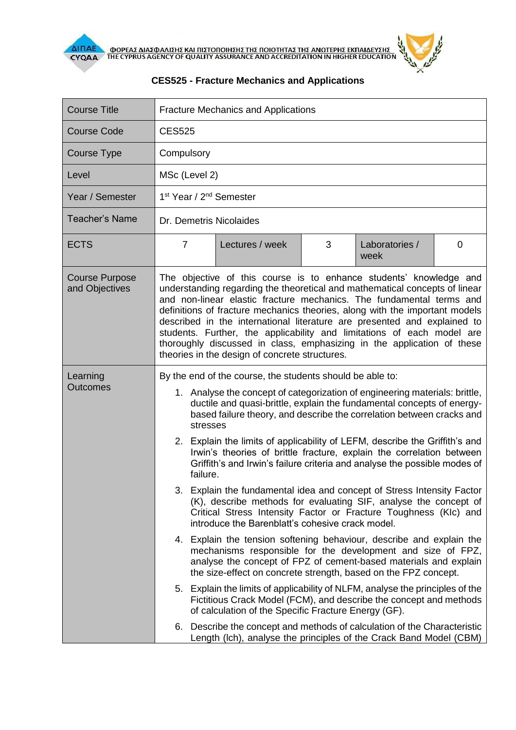# CES525 - Fracture Mechanics and Applications

| Course Title | Fracture Mechanics and Applications | | | | |
|---|---|---|---|---|---|
| Course Code | CES525 | | | | |
| Course Type | Compulsory | | | | |
| Level | MSc (Level 2) | | | | |
| Year / Semester | 1st Year / 2nd Semester | | | | |
| Teacher's Name | Dr. Demetris Nicolaides | | | | |
| ECTS | 7 | Lectures / week | 3 | Laboratories / week | 0 |
| Course Purpose and Objectives | The objective of this course is to enhance students' knowledge and understanding regarding the theoretical and mathematical concepts of linear and non-linear elastic fracture mechanics. The fundamental terms and definitions of fracture mechanics theories, along with the important models described in the international literature are presented and explained to students. Further, the applicability and limitations of each model are thoroughly discussed in class, emphasizing in the application of these theories in the design of concrete structures. | | | | |
| Learning Outcomes | By the end of the course, the students should be able to:<br>1. Analyse the concept of categorization of engineering materials: brittle, ductile and quasi-brittle, explain the fundamental concepts of energy-based failure theory, and describe the correlation between cracks and stresses<br>2. Explain the limits of applicability of LEFM, describe the Griffith's and Irwin's theories of brittle fracture, explain the correlation between Griffith's and Irwin's failure criteria and analyse the possible modes of failure.<br>3. Explain the fundamental idea and concept of Stress Intensity Factor (K), describe methods for evaluating SIF, analyse the concept of Critical Stress Intensity Factor or Fracture Toughness (KIc) and introduce the Barenblatt's cohesive crack model.<br>4. Explain the tension softening behaviour, describe and explain the mechanisms responsible for the development and size of FPZ, analyse the concept of FPZ of cement-based materials and explain the size-effect on concrete strength, based on the FPZ concept.<br>5. Explain the limits of applicability of NLFM, analyse the principles of the Fictitious Crack Model (FCM), and describe the concept and methods of calculation of the Specific Fracture Energy (GF).<br>6. Describe the concept and methods of calculation of the Characteristic Length (lch), analyse the principles of the Crack Band Model (CBM) | | | | |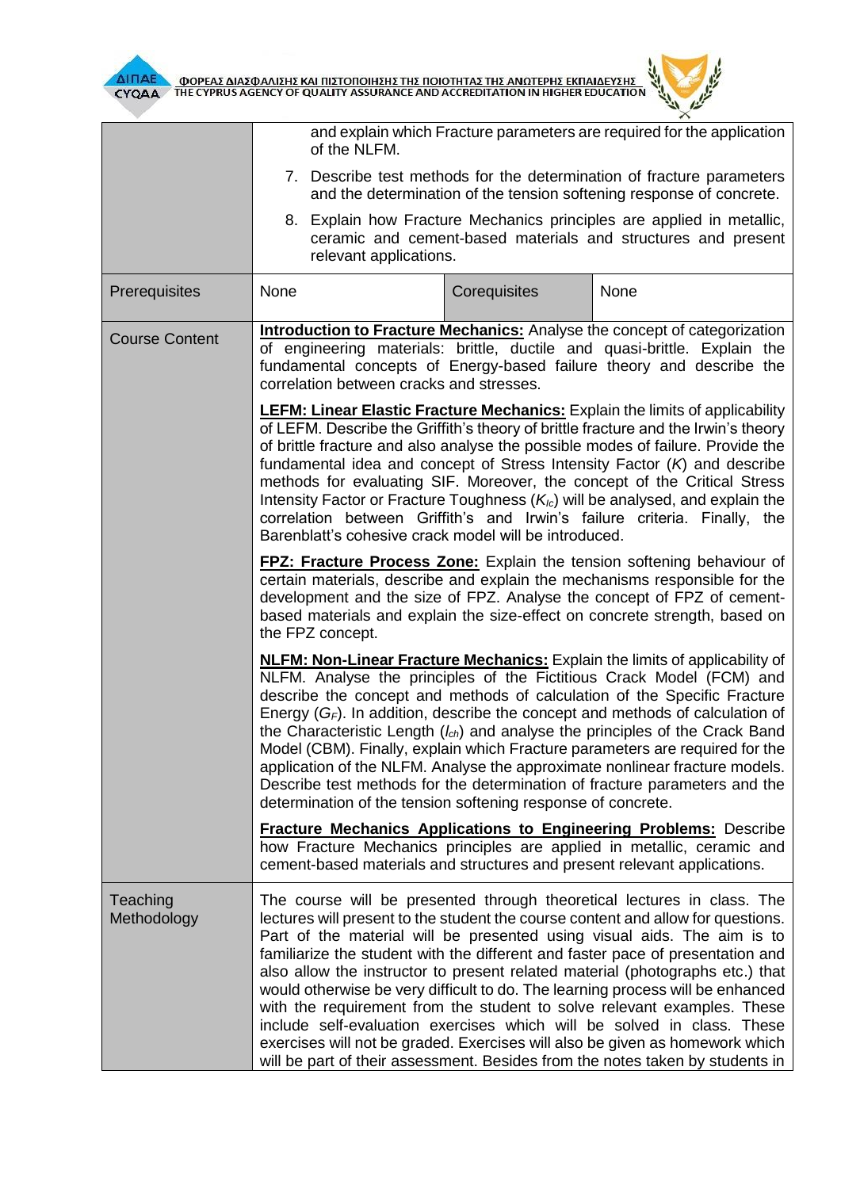| | | | |
|---|---|---|---|
| | and explain which Fracture parameters are required for the application of the NLFM.<br>7. Describe test methods for the determination of fracture parameters and the determination of the tension softening response of concrete.<br>8. Explain how Fracture Mechanics principles are applied in metallic, ceramic and cement-based materials and structures and present relevant applications. | | |
| Prerequisites | None | Corequisites | None |
| Course Content | **Introduction to Fracture Mechanics:** Analyse the concept of categorization of engineering materials: brittle, ductile and quasi-brittle. Explain the fundamental concepts of Energy-based failure theory and describe the correlation between cracks and stresses.<br><br>**LEFM: Linear Elastic Fracture Mechanics:** Explain the limits of applicability of LEFM. Describe the Griffith's theory of brittle fracture and the Irwin's theory of brittle fracture and also analyse the possible modes of failure. Provide the fundamental idea and concept of Stress Intensity Factor ($K$) and describe methods for evaluating SIF. Moreover, the concept of the Critical Stress Intensity Factor or Fracture Toughness ($K_{Ic}$) will be analysed, and explain the correlation between Griffith's and Irwin's failure criteria. Finally, the Barenblatt's cohesive crack model will be introduced.<br><br>**FPZ: Fracture Process Zone:** Explain the tension softening behaviour of certain materials, describe and explain the mechanisms responsible for the development and the size of FPZ. Analyse the concept of FPZ of cement-based materials and explain the size-effect on concrete strength, based on the FPZ concept.<br><br>**NLFM: Non-Linear Fracture Mechanics:** Explain the limits of applicability of NLFM. Analyse the principles of the Fictitious Crack Model (FCM) and describe the concept and methods of calculation of the Specific Fracture Energy ($G_F$). In addition, describe the concept and methods of calculation of the Characteristic Length ($l_{ch}$) and analyse the principles of the Crack Band Model (CBM). Finally, explain which Fracture parameters are required for the application of the NLFM. Analyse the approximate nonlinear fracture models. Describe test methods for the determination of fracture parameters and the determination of the tension softening response of concrete.<br><br>**Fracture Mechanics Applications to Engineering Problems:** Describe how Fracture Mechanics principles are applied in metallic, ceramic and cement-based materials and structures and present relevant applications. | | |
| Teaching Methodology | The course will be presented through theoretical lectures in class. The lectures will present to the student the course content and allow for questions. Part of the material will be presented using visual aids. The aim is to familiarize the student with the different and faster pace of presentation and also allow the instructor to present related material (photographs etc.) that would otherwise be very difficult to do. The learning process will be enhanced with the requirement from the student to solve relevant examples. These include self-evaluation exercises which will be solved in class. These exercises will not be graded. Exercises will also be given as homework which will be part of their assessment. Besides from the notes taken by students in | | |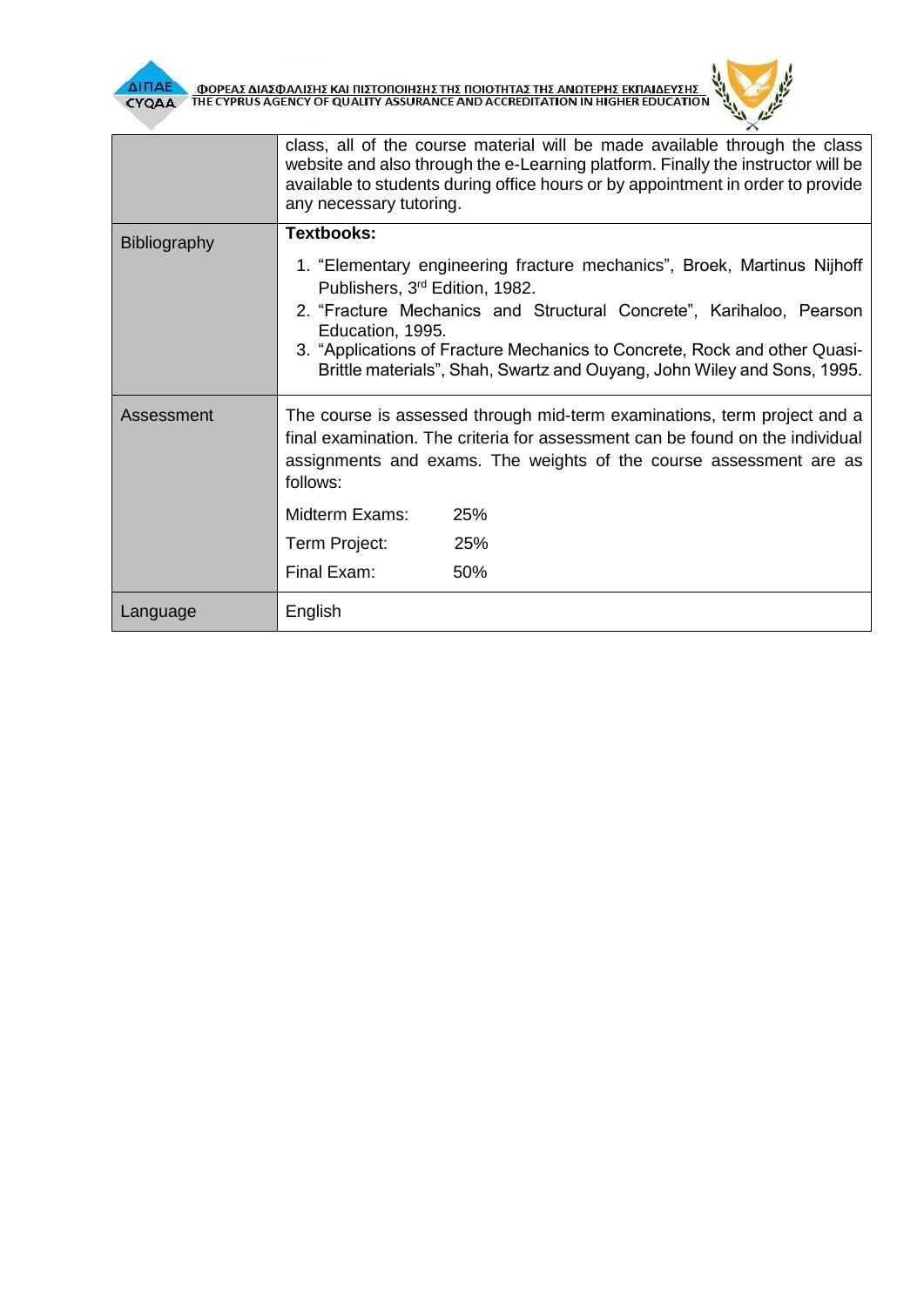| | |
|---|---|
| | class, all of the course material will be made available through the class website and also through the e-Learning platform. Finally the instructor will be available to students during office hours or by appointment in order to provide any necessary tutoring. |
| Bibliography | **Textbooks:**<br>1. "Elementary engineering fracture mechanics", Broek, Martinus Nijhoff Publishers, 3rd Edition, 1982.<br>2. "Fracture Mechanics and Structural Concrete", Karihaloo, Pearson Education, 1995.<br>3. "Applications of Fracture Mechanics to Concrete, Rock and other Quasi-Brittle materials", Shah, Swartz and Ouyang, John Wiley and Sons, 1995. |
| Assessment | The course is assessed through mid-term examinations, term project and a final examination. The criteria for assessment can be found on the individual assignments and exams. The weights of the course assessment are as follows:<br>Midterm Exams: 25%<br>Term Project: 25%<br>Final Exam: 50% |
| Language | English |